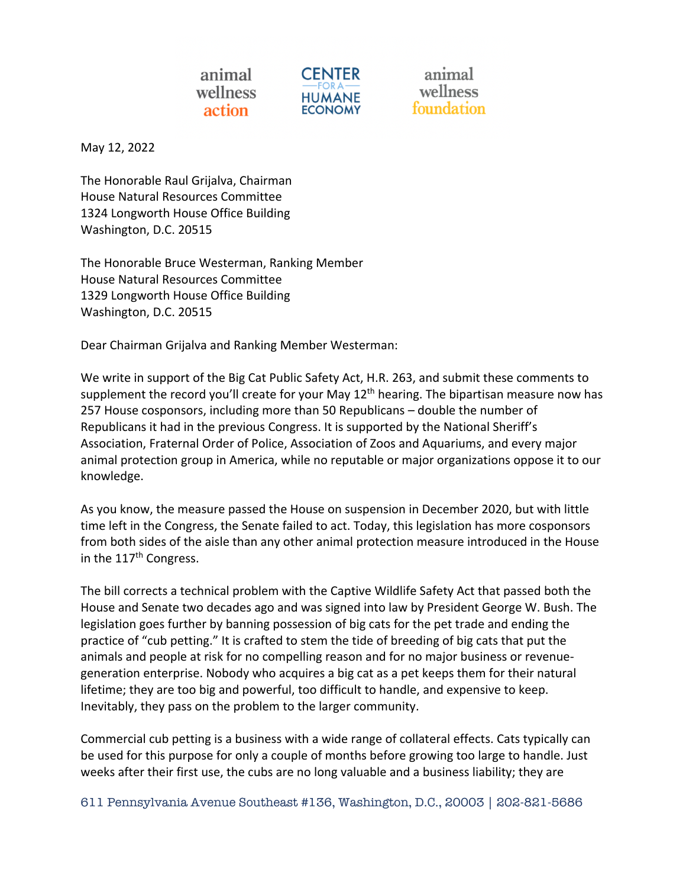animal wellness action | CENTER FOR A HUMANE ECONOMY | animal wellness foundation

May 12, 2022

The Honorable Raul Grijalva, Chairman
House Natural Resources Committee
1324 Longworth House Office Building
Washington, D.C. 20515

The Honorable Bruce Westerman, Ranking Member
House Natural Resources Committee
1329 Longworth House Office Building
Washington, D.C. 20515

Dear Chairman Grijalva and Ranking Member Westerman:

We write in support of the Big Cat Public Safety Act, H.R. 263, and submit these comments to supplement the record you'll create for your May 12th hearing. The bipartisan measure now has 257 House cosponsors, including more than 50 Republicans – double the number of Republicans it had in the previous Congress. It is supported by the National Sheriff's Association, Fraternal Order of Police, Association of Zoos and Aquariums, and every major animal protection group in America, while no reputable or major organizations oppose it to our knowledge.

As you know, the measure passed the House on suspension in December 2020, but with little time left in the Congress, the Senate failed to act. Today, this legislation has more cosponsors from both sides of the aisle than any other animal protection measure introduced in the House in the 117th Congress.

The bill corrects a technical problem with the Captive Wildlife Safety Act that passed both the House and Senate two decades ago and was signed into law by President George W. Bush. The legislation goes further by banning possession of big cats for the pet trade and ending the practice of "cub petting." It is crafted to stem the tide of breeding of big cats that put the animals and people at risk for no compelling reason and for no major business or revenue-generation enterprise. Nobody who acquires a big cat as a pet keeps them for their natural lifetime; they are too big and powerful, too difficult to handle, and expensive to keep. Inevitably, they pass on the problem to the larger community.

Commercial cub petting is a business with a wide range of collateral effects. Cats typically can be used for this purpose for only a couple of months before growing too large to handle. Just weeks after their first use, the cubs are no long valuable and a business liability; they are

611 Pennsylvania Avenue Southeast #136, Washington, D.C., 20003 | 202-821-5686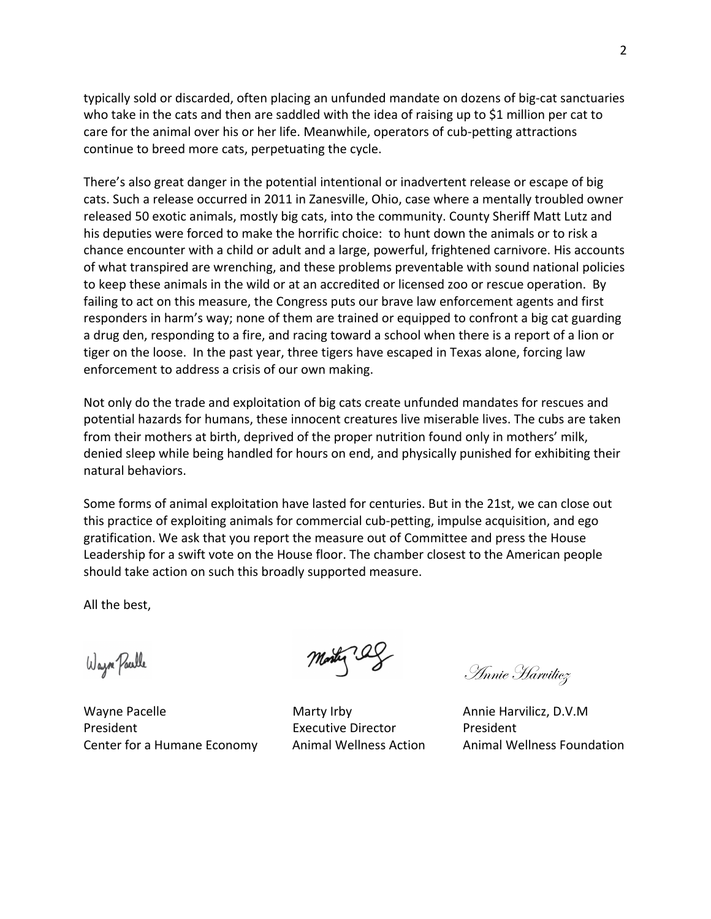typically sold or discarded, often placing an unfunded mandate on dozens of big-cat sanctuaries who take in the cats and then are saddled with the idea of raising up to $1 million per cat to care for the animal over his or her life. Meanwhile, operators of cub-petting attractions continue to breed more cats, perpetuating the cycle.

There's also great danger in the potential intentional or inadvertent release or escape of big cats. Such a release occurred in 2011 in Zanesville, Ohio, case where a mentally troubled owner released 50 exotic animals, mostly big cats, into the community. County Sheriff Matt Lutz and his deputies were forced to make the horrific choice: to hunt down the animals or to risk a chance encounter with a child or adult and a large, powerful, frightened carnivore. His accounts of what transpired are wrenching, and these problems preventable with sound national policies to keep these animals in the wild or at an accredited or licensed zoo or rescue operation. By failing to act on this measure, the Congress puts our brave law enforcement agents and first responders in harm's way; none of them are trained or equipped to confront a big cat guarding a drug den, responding to a fire, and racing toward a school when there is a report of a lion or tiger on the loose. In the past year, three tigers have escaped in Texas alone, forcing law enforcement to address a crisis of our own making.

Not only do the trade and exploitation of big cats create unfunded mandates for rescues and potential hazards for humans, these innocent creatures live miserable lives. The cubs are taken from their mothers at birth, deprived of the proper nutrition found only in mothers' milk, denied sleep while being handled for hours on end, and physically punished for exhibiting their natural behaviors.

Some forms of animal exploitation have lasted for centuries. But in the 21st, we can close out this practice of exploiting animals for commercial cub-petting, impulse acquisition, and ego gratification. We ask that you report the measure out of Committee and press the House Leadership for a swift vote on the House floor. The chamber closest to the American people should take action on such this broadly supported measure.

All the best,

Wayne Pacelle
President
Center for a Humane Economy

Marty Irby
Executive Director
Animal Wellness Action

Annie Harvilicz, D.V.M
President
Animal Wellness Foundation